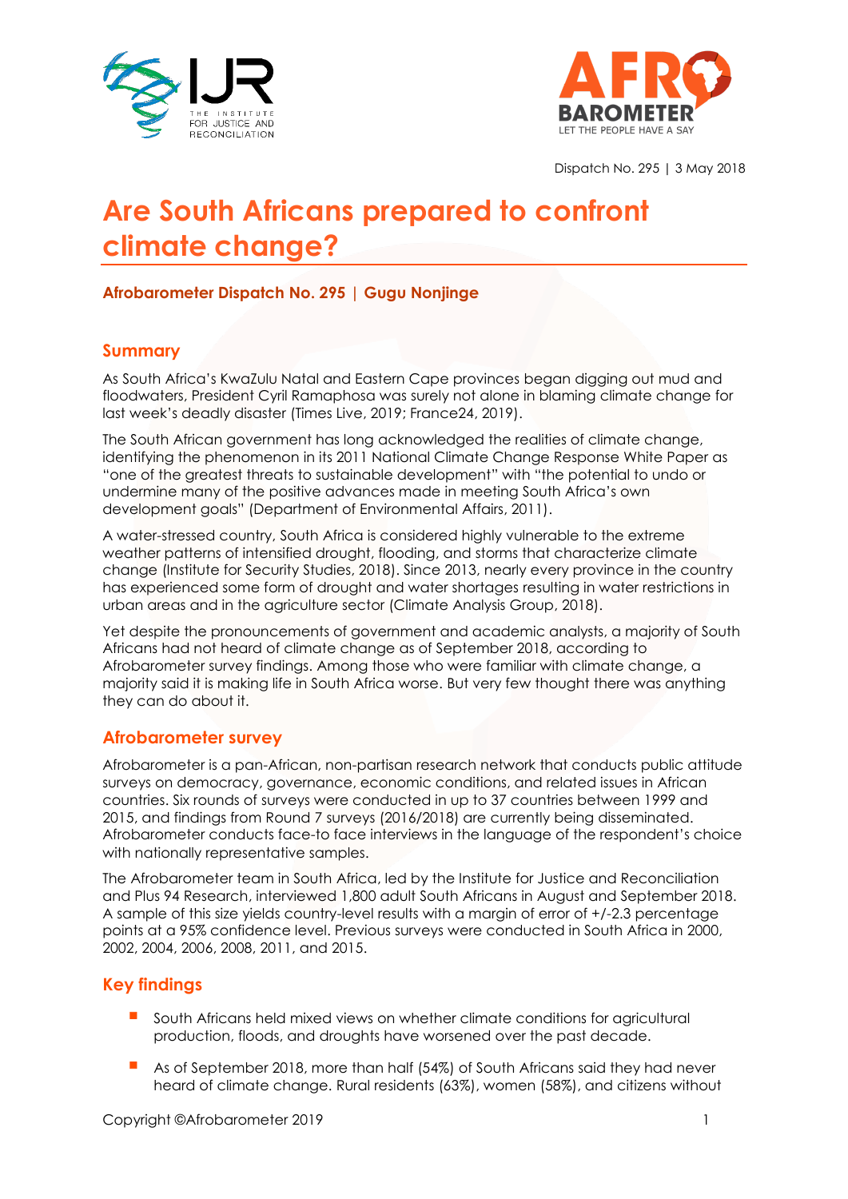Dispatch No. 295 | 3 May 2018

# Are South Africans prepared to confront climate change?

**Afrobarometer Dispatch No. 295 | Gugu Nonjinge**

## Summary

As South Africa's KwaZulu Natal and Eastern Cape provinces began digging out mud and floodwaters, President Cyril Ramaphosa was surely not alone in blaming climate change for last week's deadly disaster (Times Live, 2019; France24, 2019).

The South African government has long acknowledged the realities of climate change, identifying the phenomenon in its 2011 National Climate Change Response White Paper as "one of the greatest threats to sustainable development" with "the potential to undo or undermine many of the positive advances made in meeting South Africa's own development goals" (Department of Environmental Affairs, 2011).

A water-stressed country, South Africa is considered highly vulnerable to the extreme weather patterns of intensified drought, flooding, and storms that characterize climate change (Institute for Security Studies, 2018). Since 2013, nearly every province in the country has experienced some form of drought and water shortages resulting in water restrictions in urban areas and in the agriculture sector (Climate Analysis Group, 2018).

Yet despite the pronouncements of government and academic analysts, a majority of South Africans had not heard of climate change as of September 2018, according to Afrobarometer survey findings. Among those who were familiar with climate change, a majority said it is making life in South Africa worse. But very few thought there was anything they can do about it.

## Afrobarometer survey

Afrobarometer is a pan-African, non-partisan research network that conducts public attitude surveys on democracy, governance, economic conditions, and related issues in African countries. Six rounds of surveys were conducted in up to 37 countries between 1999 and 2015, and findings from Round 7 surveys (2016/2018) are currently being disseminated. Afrobarometer conducts face-to face interviews in the language of the respondent's choice with nationally representative samples.

The Afrobarometer team in South Africa, led by the Institute for Justice and Reconciliation and Plus 94 Research, interviewed 1,800 adult South Africans in August and September 2018. A sample of this size yields country-level results with a margin of error of +/-2.3 percentage points at a 95% confidence level. Previous surveys were conducted in South Africa in 2000, 2002, 2004, 2006, 2008, 2011, and 2015.

## Key findings

- South Africans held mixed views on whether climate conditions for agricultural production, floods, and droughts have worsened over the past decade.
- As of September 2018, more than half (54%) of South Africans said they had never heard of climate change. Rural residents (63%), women (58%), and citizens without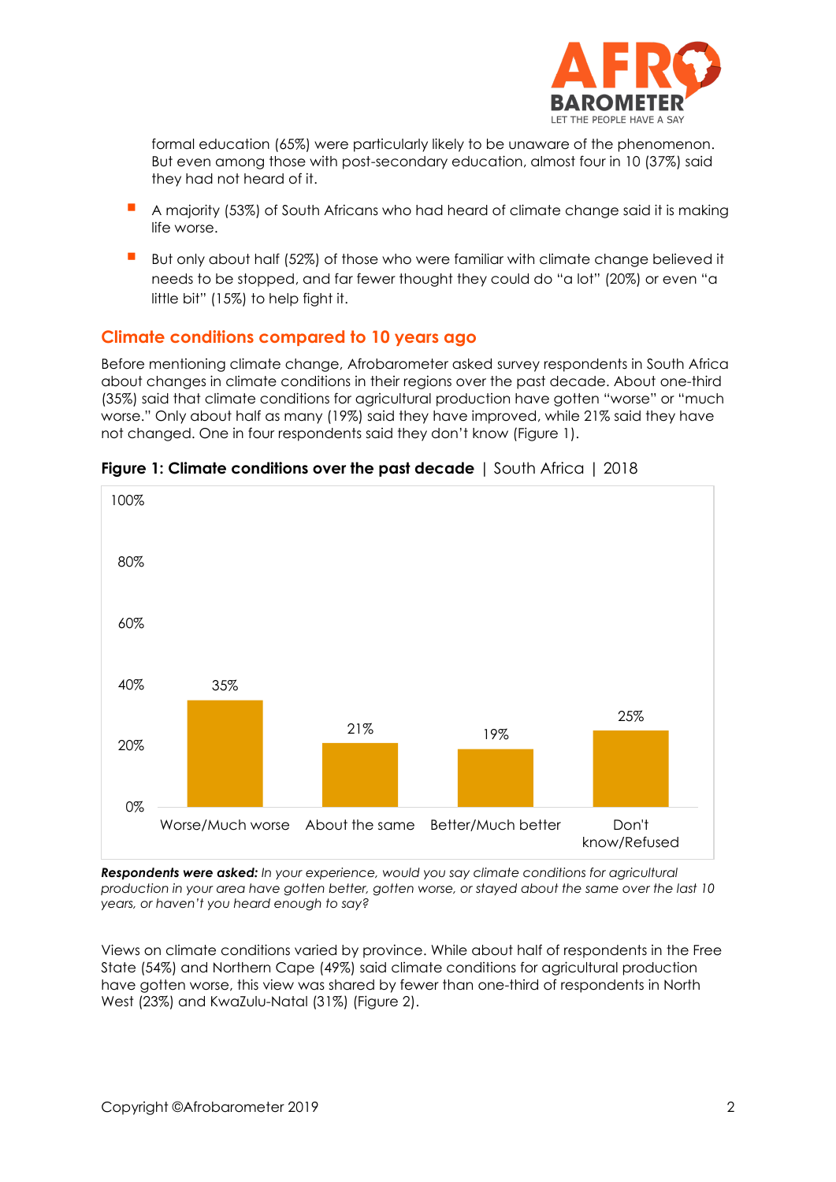formal education (65%) were particularly likely to be unaware of the phenomenon. But even among those with post-secondary education, almost four in 10 (37%) said they had not heard of it.

- A majority (53%) of South Africans who had heard of climate change said it is making life worse.
- But only about half (52%) of those who were familiar with climate change believed it needs to be stopped, and far fewer thought they could do "a lot" (20%) or even "a little bit" (15%) to help fight it.

## Climate conditions compared to 10 years ago

Before mentioning climate change, Afrobarometer asked survey respondents in South Africa about changes in climate conditions in their regions over the past decade. About one-third (35%) said that climate conditions for agricultural production have gotten "worse" or "much worse." Only about half as many (19%) said they have improved, while 21% said they have not changed. One in four respondents said they don't know (Figure 1).

**Figure 1: Climate conditions over the past decade** | South Africa | 2018

| Worse/Much worse | About the same | Better/Much better | Don't know/Refused |
|---|---|---|---|
| 35% | 21% | 19% | 25% |

***Respondents were asked:*** *In your experience, would you say climate conditions for agricultural production in your area have gotten better, gotten worse, or stayed about the same over the last 10 years, or haven't you heard enough to say?*

Views on climate conditions varied by province. While about half of respondents in the Free State (54%) and Northern Cape (49%) said climate conditions for agricultural production have gotten worse, this view was shared by fewer than one-third of respondents in North West (23%) and KwaZulu-Natal (31%) (Figure 2).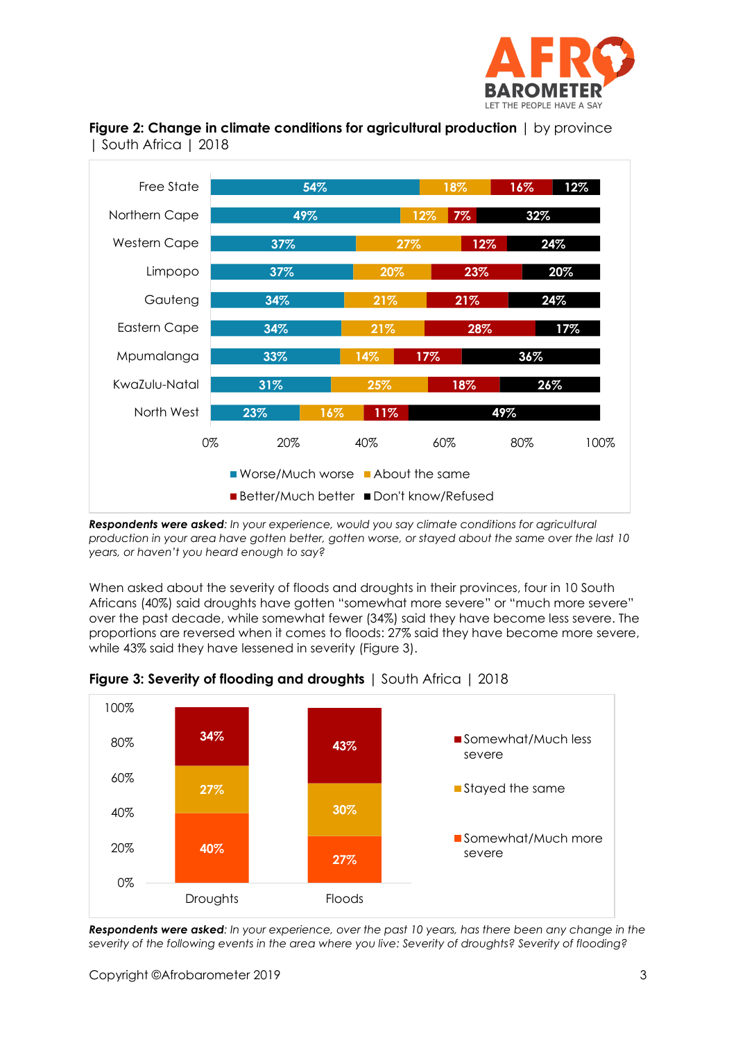**Figure 2: Change in climate conditions for agricultural production** | by province | South Africa | 2018

| Province | Worse/Much worse | About the same | Better/Much better | Don't know/Refused |
|---|---|---|---|---|
| Free State | 54% | 18% | 16% | 12% |
| Northern Cape | 49% | 12% | 7% | 32% |
| Western Cape | 37% | 27% | 12% | 24% |
| Limpopo | 37% | 20% | 23% | 20% |
| Gauteng | 34% | 21% | 21% | 24% |
| Eastern Cape | 34% | 21% | 28% | 17% |
| Mpumalanga | 33% | 14% | 17% | 36% |
| KwaZulu-Natal | 31% | 25% | 18% | 26% |
| North West | 23% | 16% | 11% | 49% |

***Respondents were asked**: In your experience, would you say climate conditions for agricultural production in your area have gotten better, gotten worse, or stayed about the same over the last 10 years, or haven't you heard enough to say?*

When asked about the severity of floods and droughts in their provinces, four in 10 South Africans (40%) said droughts have gotten "somewhat more severe" or "much more severe" over the past decade, while somewhat fewer (34%) said they have become less severe. The proportions are reversed when it comes to floods: 27% said they have become more severe, while 43% said they have lessened in severity (Figure 3).

**Figure 3: Severity of flooding and droughts** | South Africa | 2018

| | Droughts | Floods |
|---|---|---|
| Somewhat/Much less severe | 34% | 43% |
| Stayed the same | 27% | 30% |
| Somewhat/Much more severe | 40% | 27% |

***Respondents were asked**: In your experience, over the past 10 years, has there been any change in the severity of the following events in the area where you live: Severity of droughts? Severity of flooding?*

Copyright ©Afrobarometer 2019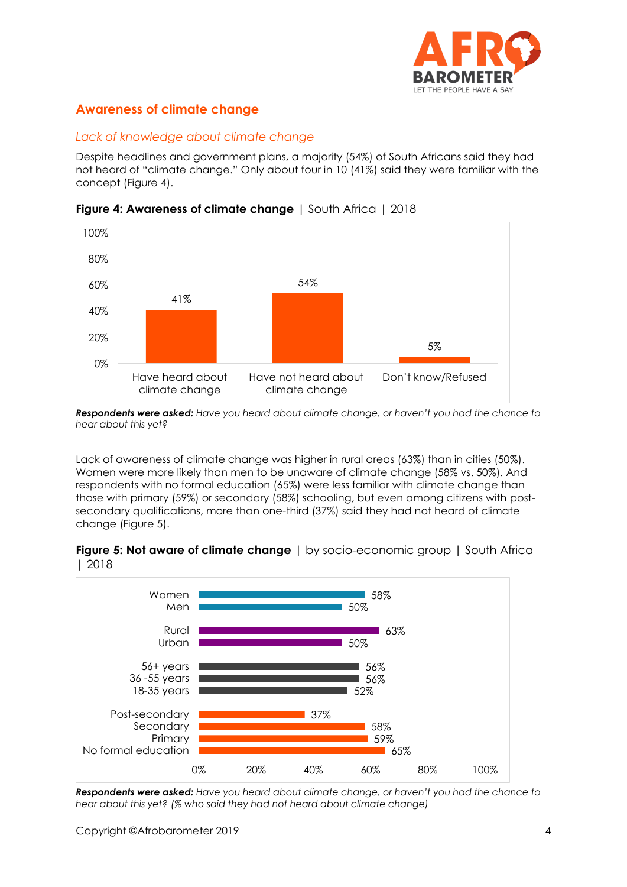## Awareness of climate change

### *Lack of knowledge about climate change*

Despite headlines and government plans, a majority (54%) of South Africans said they had not heard of "climate change." Only about four in 10 (41%) said they were familiar with the concept (Figure 4).

**Figure 4: Awareness of climate change** | South Africa | 2018

| Response | % |
|---|---|
| Have heard about climate change | 41% |
| Have not heard about climate change | 54% |
| Don't know/Refused | 5% |

***Respondents were asked:*** *Have you heard about climate change, or haven't you had the chance to hear about this yet?*

Lack of awareness of climate change was higher in rural areas (63%) than in cities (50%). Women were more likely than men to be unaware of climate change (58% vs. 50%). And respondents with no formal education (65%) were less familiar with climate change than those with primary (59%) or secondary (58%) schooling, but even among citizens with post-secondary qualifications, more than one-third (37%) said they had not heard of climate change (Figure 5).

**Figure 5: Not aware of climate change** | by socio-economic group | South Africa | 2018

| Group | % |
|---|---|
| Women | 58% |
| Men | 50% |
| Rural | 63% |
| Urban | 50% |
| 56+ years | 56% |
| 36 -55 years | 56% |
| 18-35 years | 52% |
| Post-secondary | 37% |
| Secondary | 58% |
| Primary | 59% |
| No formal education | 65% |

***Respondents were asked:*** *Have you heard about climate change, or haven't you had the chance to hear about this yet? (% who said they had not heard about climate change)*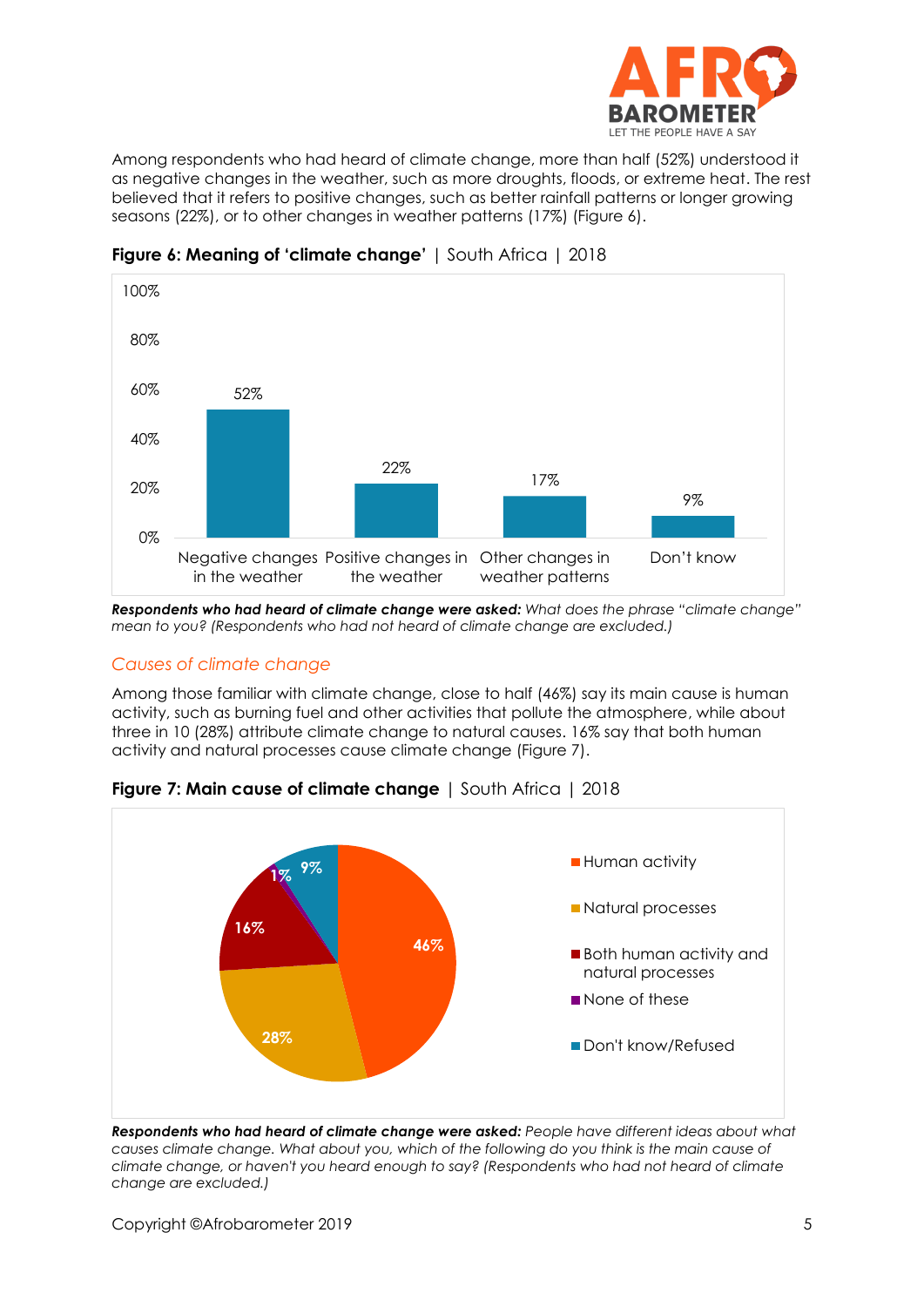Among respondents who had heard of climate change, more than half (52%) understood it as negative changes in the weather, such as more droughts, floods, or extreme heat. The rest believed that it refers to positive changes, such as better rainfall patterns or longer growing seasons (22%), or to other changes in weather patterns (17%) (Figure 6).

**Figure 6: Meaning of 'climate change'** | South Africa | 2018

| Response | Percentage |
| --- | --- |
| Negative changes in the weather | 52% |
| Positive changes in the weather | 22% |
| Other changes in weather patterns | 17% |
| Don't know | 9% |

***Respondents who had heard of climate change were asked:*** *What does the phrase "climate change" mean to you? (Respondents who had not heard of climate change are excluded.)*

### *Causes of climate change*

Among those familiar with climate change, close to half (46%) say its main cause is human activity, such as burning fuel and other activities that pollute the atmosphere, while about three in 10 (28%) attribute climate change to natural causes. 16% say that both human activity and natural processes cause climate change (Figure 7).

**Figure 7: Main cause of climate change** | South Africa | 2018

| Response | Percentage |
| --- | --- |
| Human activity | 46% |
| Natural processes | 28% |
| Both human activity and natural processes | 16% |
| None of these | 1% |
| Don't know/Refused | 9% |

***Respondents who had heard of climate change were asked:*** *People have different ideas about what causes climate change. What about you, which of the following do you think is the main cause of climate change, or haven't you heard enough to say? (Respondents who had not heard of climate change are excluded.)*

Copyright ©Afrobarometer 2019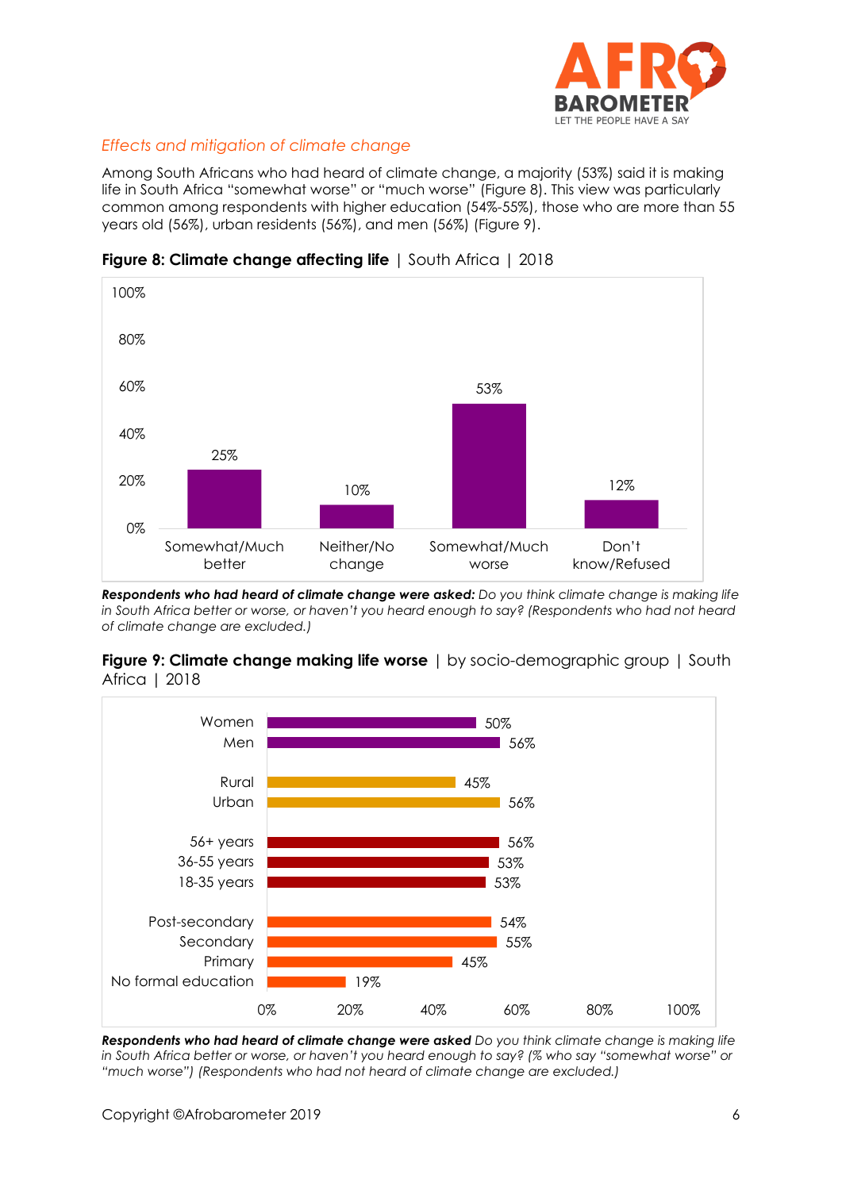### *Effects and mitigation of climate change*

Among South Africans who had heard of climate change, a majority (53%) said it is making life in South Africa "somewhat worse" or "much worse" (Figure 8). This view was particularly common among respondents with higher education (54%-55%), those who are more than 55 years old (56%), urban residents (56%), and men (56%) (Figure 9).

**Figure 8: Climate change affecting life** | South Africa | 2018

| Response | % |
| --- | --- |
| Somewhat/Much better | 25% |
| Neither/No change | 10% |
| Somewhat/Much worse | 53% |
| Don't know/Refused | 12% |

***Respondents who had heard of climate change were asked:*** *Do you think climate change is making life in South Africa better or worse, or haven't you heard enough to say? (Respondents who had not heard of climate change are excluded.)*

**Figure 9: Climate change making life worse** | by socio-demographic group | South Africa | 2018

| Group | % |
| --- | --- |
| Women | 50% |
| Men | 56% |
| Rural | 45% |
| Urban | 56% |
| 56+ years | 56% |
| 36-55 years | 53% |
| 18-35 years | 53% |
| Post-secondary | 54% |
| Secondary | 55% |
| Primary | 45% |
| No formal education | 19% |

***Respondents who had heard of climate change were asked*** *Do you think climate change is making life in South Africa better or worse, or haven't you heard enough to say? (% who say "somewhat worse" or "much worse") (Respondents who had not heard of climate change are excluded.)*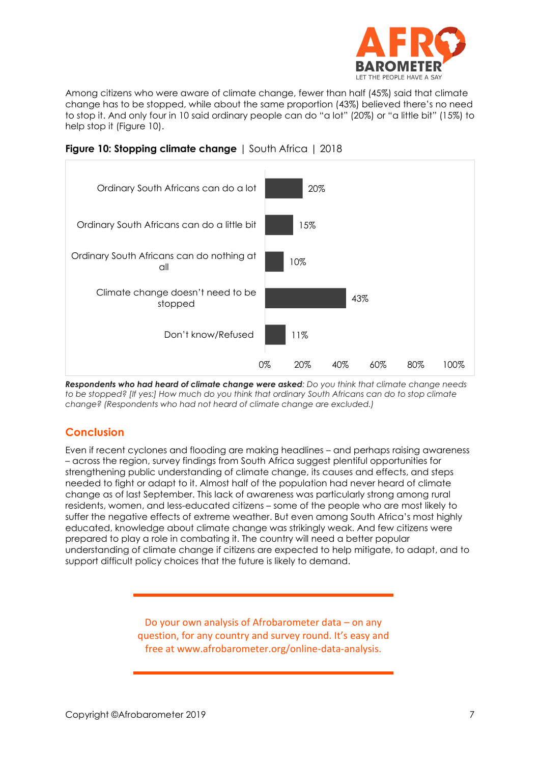Among citizens who were aware of climate change, fewer than half (45%) said that climate change has to be stopped, while about the same proportion (43%) believed there's no need to stop it. And only four in 10 said ordinary people can do "a lot" (20%) or "a little bit" (15%) to help stop it (Figure 10).

**Figure 10: Stopping climate change** | South Africa | 2018

| Response | Percentage |
|---|---|
| Ordinary South Africans can do a lot | 20% |
| Ordinary South Africans can do a little bit | 15% |
| Ordinary South Africans can do nothing at all | 10% |
| Climate change doesn't need to be stopped | 43% |
| Don't know/Refused | 11% |

***Respondents who had heard of climate change were asked**: Do you think that climate change needs to be stopped? [If yes:] How much do you think that ordinary South Africans can do to stop climate change? (Respondents who had not heard of climate change are excluded.)*

## Conclusion

Even if recent cyclones and flooding are making headlines – and perhaps raising awareness – across the region, survey findings from South Africa suggest plentiful opportunities for strengthening public understanding of climate change, its causes and effects, and steps needed to fight or adapt to it. Almost half of the population had never heard of climate change as of last September. This lack of awareness was particularly strong among rural residents, women, and less-educated citizens – some of the people who are most likely to suffer the negative effects of extreme weather. But even among South Africa's most highly educated, knowledge about climate change was strikingly weak. And few citizens were prepared to play a role in combating it. The country will need a better popular understanding of climate change if citizens are expected to help mitigate, to adapt, and to support difficult policy choices that the future is likely to demand.

---

Do your own analysis of Afrobarometer data – on any question, for any country and survey round. It's easy and free at www.afrobarometer.org/online-data-analysis.

---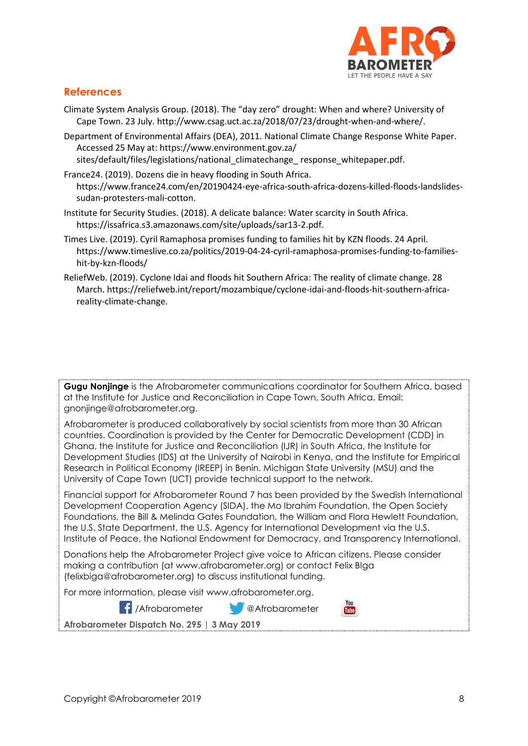## References

Climate System Analysis Group. (2018). The "day zero" drought: When and where? University of Cape Town. 23 July. http://www.csag.uct.ac.za/2018/07/23/drought-when-and-where/.

Department of Environmental Affairs (DEA), 2011. National Climate Change Response White Paper. Accessed 25 May at: https://www.environment.gov.za/sites/default/files/legislations/national_climatechange_ response_whitepaper.pdf.

France24. (2019). Dozens die in heavy flooding in South Africa. https://www.france24.com/en/20190424-eye-africa-south-africa-dozens-killed-floods-landslides-sudan-protesters-mali-cotton.

Institute for Security Studies. (2018). A delicate balance: Water scarcity in South Africa. https://issafrica.s3.amazonaws.com/site/uploads/sar13-2.pdf.

Times Live. (2019). Cyril Ramaphosa promises funding to families hit by KZN floods. 24 April. https://www.timeslive.co.za/politics/2019-04-24-cyril-ramaphosa-promises-funding-to-families-hit-by-kzn-floods/

ReliefWeb. (2019). Cyclone Idai and floods hit Southern Africa: The reality of climate change. 28 March. https://reliefweb.int/report/mozambique/cyclone-idai-and-floods-hit-southern-africa-reality-climate-change.

**Gugu Nonjinge** is the Afrobarometer communications coordinator for Southern Africa, based at the Institute for Justice and Reconciliation in Cape Town, South Africa. Email: gnonjinge@afrobarometer.org.

Afrobarometer is produced collaboratively by social scientists from more than 30 African countries. Coordination is provided by the Center for Democratic Development (CDD) in Ghana, the Institute for Justice and Reconciliation (IJR) in South Africa, the Institute for Development Studies (IDS) at the University of Nairobi in Kenya, and the Institute for Empirical Research in Political Economy (IREEP) in Benin. Michigan State University (MSU) and the University of Cape Town (UCT) provide technical support to the network.

Financial support for Afrobarometer Round 7 has been provided by the Swedish International Development Cooperation Agency (SIDA), the Mo Ibrahim Foundation, the Open Society Foundations, the Bill & Melinda Gates Foundation, the William and Flora Hewlett Foundation, the U.S. State Department, the U.S. Agency for International Development via the U.S. Institute of Peace, the National Endowment for Democracy, and Transparency International.

Donations help the Afrobarometer Project give voice to African citizens. Please consider making a contribution (at www.afrobarometer.org) or contact Felix Biga (felixbiga@afrobarometer.org) to discuss institutional funding.

For more information, please visit www.afrobarometer.org.

/Afrobarometer @Afrobarometer

**Afrobarometer Dispatch No. 295 | 3 May 2019**

Copyright ©Afrobarometer 2019